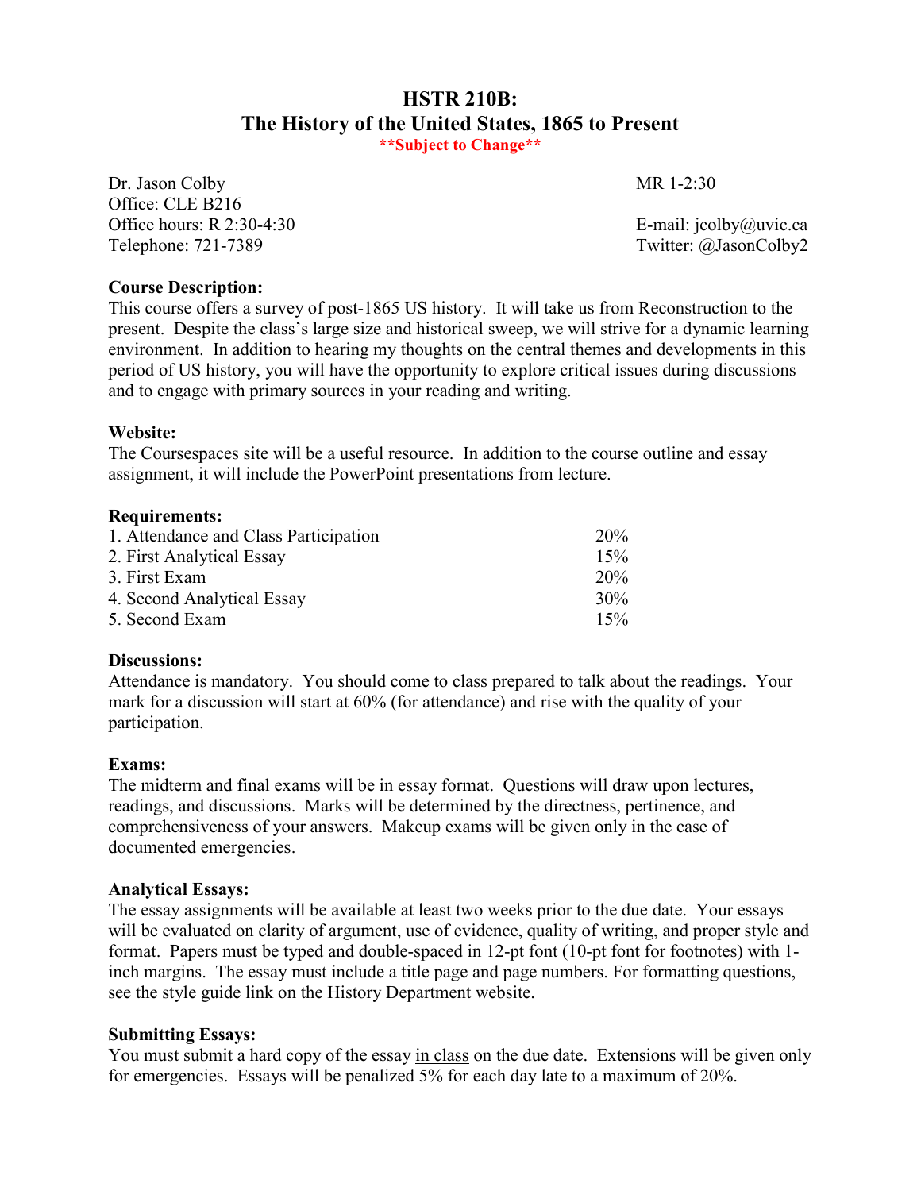# HSTR 210B:
# The History of the United States, 1865 to Present

**\*\*Subject to Change\*\***

Dr. Jason Colby
Office: CLE B216
Office hours: R 2:30-4:30
Telephone: 721-7389

MR 1-2:30

E-mail: jcolby@uvic.ca
Twitter: @JasonColby2

**Course Description:**
This course offers a survey of post-1865 US history. It will take us from Reconstruction to the present. Despite the class's large size and historical sweep, we will strive for a dynamic learning environment. In addition to hearing my thoughts on the central themes and developments in this period of US history, you will have the opportunity to explore critical issues during discussions and to engage with primary sources in your reading and writing.

**Website:**
The Coursespaces site will be a useful resource. In addition to the course outline and essay assignment, it will include the PowerPoint presentations from lecture.

**Requirements:**

| | |
|---|---|
| 1. Attendance and Class Participation | 20% |
| 2. First Analytical Essay | 15% |
| 3. First Exam | 20% |
| 4. Second Analytical Essay | 30% |
| 5. Second Exam | 15% |

**Discussions:**
Attendance is mandatory. You should come to class prepared to talk about the readings. Your mark for a discussion will start at 60% (for attendance) and rise with the quality of your participation.

**Exams:**
The midterm and final exams will be in essay format. Questions will draw upon lectures, readings, and discussions. Marks will be determined by the directness, pertinence, and comprehensiveness of your answers. Makeup exams will be given only in the case of documented emergencies.

**Analytical Essays:**
The essay assignments will be available at least two weeks prior to the due date. Your essays will be evaluated on clarity of argument, use of evidence, quality of writing, and proper style and format. Papers must be typed and double-spaced in 12-pt font (10-pt font for footnotes) with 1-inch margins. The essay must include a title page and page numbers. For formatting questions, see the style guide link on the History Department website.

**Submitting Essays:**
You must submit a hard copy of the essay <u>in class</u> on the due date. Extensions will be given only for emergencies. Essays will be penalized 5% for each day late to a maximum of 20%.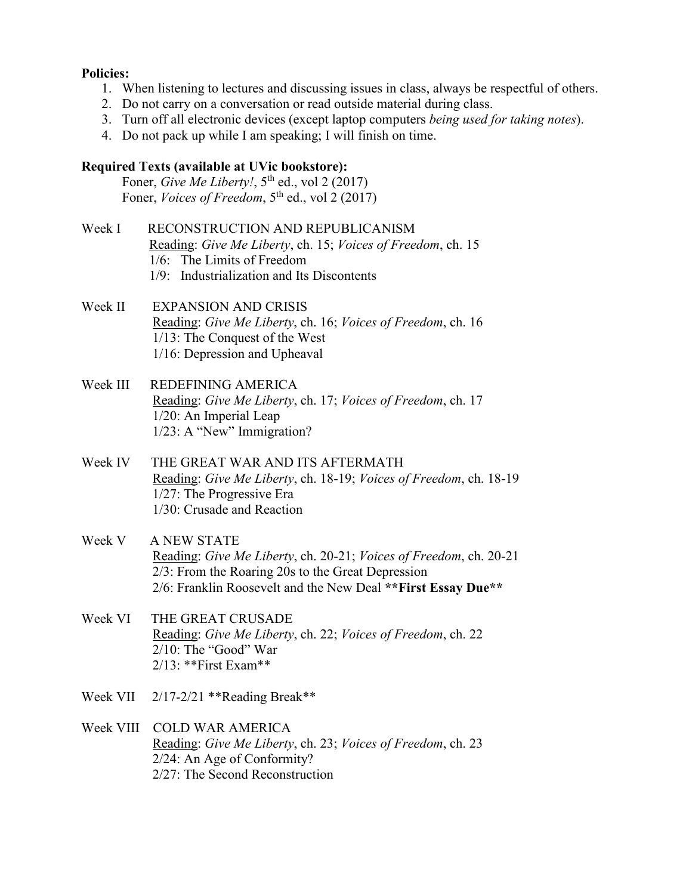**Policies:**

1. When listening to lectures and discussing issues in class, always be respectful of others.
2. Do not carry on a conversation or read outside material during class.
3. Turn off all electronic devices (except laptop computers *being used for taking notes*).
4. Do not pack up while I am speaking; I will finish on time.

**Required Texts (available at UVic bookstore):**

Foner, *Give Me Liberty!*, 5th ed., vol 2 (2017)
Foner, *Voices of Freedom*, 5th ed., vol 2 (2017)

Week I RECONSTRUCTION AND REPUBLICANISM
Reading: *Give Me Liberty*, ch. 15; *Voices of Freedom*, ch. 15
1/6: The Limits of Freedom
1/9: Industrialization and Its Discontents

Week II EXPANSION AND CRISIS
Reading: *Give Me Liberty*, ch. 16; *Voices of Freedom*, ch. 16
1/13: The Conquest of the West
1/16: Depression and Upheaval

Week III REDEFINING AMERICA
Reading: *Give Me Liberty*, ch. 17; *Voices of Freedom*, ch. 17
1/20: An Imperial Leap
1/23: A "New" Immigration?

Week IV THE GREAT WAR AND ITS AFTERMATH
Reading: *Give Me Liberty*, ch. 18-19; *Voices of Freedom*, ch. 18-19
1/27: The Progressive Era
1/30: Crusade and Reaction

Week V A NEW STATE
Reading: *Give Me Liberty*, ch. 20-21; *Voices of Freedom*, ch. 20-21
2/3: From the Roaring 20s to the Great Depression
2/6: Franklin Roosevelt and the New Deal **\*\*First Essay Due\*\***

Week VI THE GREAT CRUSADE
Reading: *Give Me Liberty*, ch. 22; *Voices of Freedom*, ch. 22
2/10: The "Good" War
2/13: \*\*First Exam\*\*

Week VII 2/17-2/21 \*\*Reading Break\*\*

Week VIII COLD WAR AMERICA
Reading: *Give Me Liberty*, ch. 23; *Voices of Freedom*, ch. 23
2/24: An Age of Conformity?
2/27: The Second Reconstruction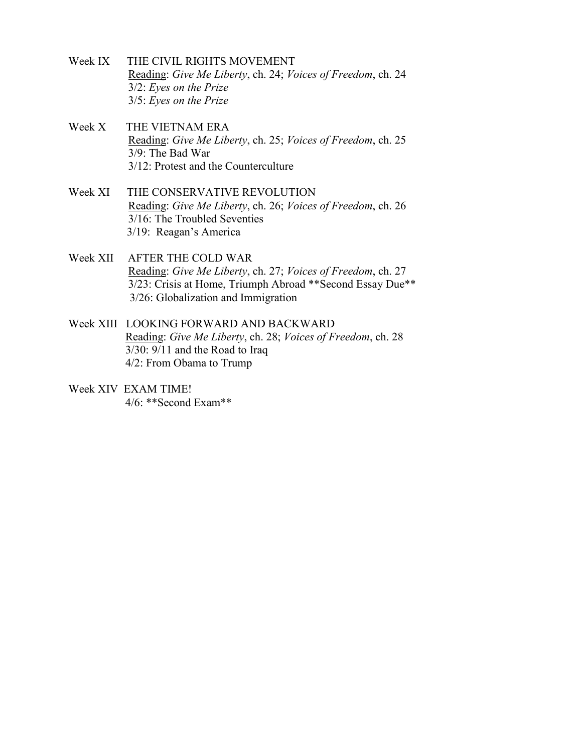Week IX THE CIVIL RIGHTS MOVEMENT
Reading: *Give Me Liberty*, ch. 24; *Voices of Freedom*, ch. 24
3/2: *Eyes on the Prize*
3/5: *Eyes on the Prize*

Week X THE VIETNAM ERA
Reading: *Give Me Liberty*, ch. 25; *Voices of Freedom*, ch. 25
3/9: The Bad War
3/12: Protest and the Counterculture

Week XI THE CONSERVATIVE REVOLUTION
Reading: *Give Me Liberty*, ch. 26; *Voices of Freedom*, ch. 26
3/16: The Troubled Seventies
3/19: Reagan's America

Week XII AFTER THE COLD WAR
Reading: *Give Me Liberty*, ch. 27; *Voices of Freedom*, ch. 27
3/23: Crisis at Home, Triumph Abroad **Second Essay Due**
3/26: Globalization and Immigration

Week XIII LOOKING FORWARD AND BACKWARD
Reading: *Give Me Liberty*, ch. 28; *Voices of Freedom*, ch. 28
3/30: 9/11 and the Road to Iraq
4/2: From Obama to Trump

Week XIV EXAM TIME!
4/6: **Second Exam**